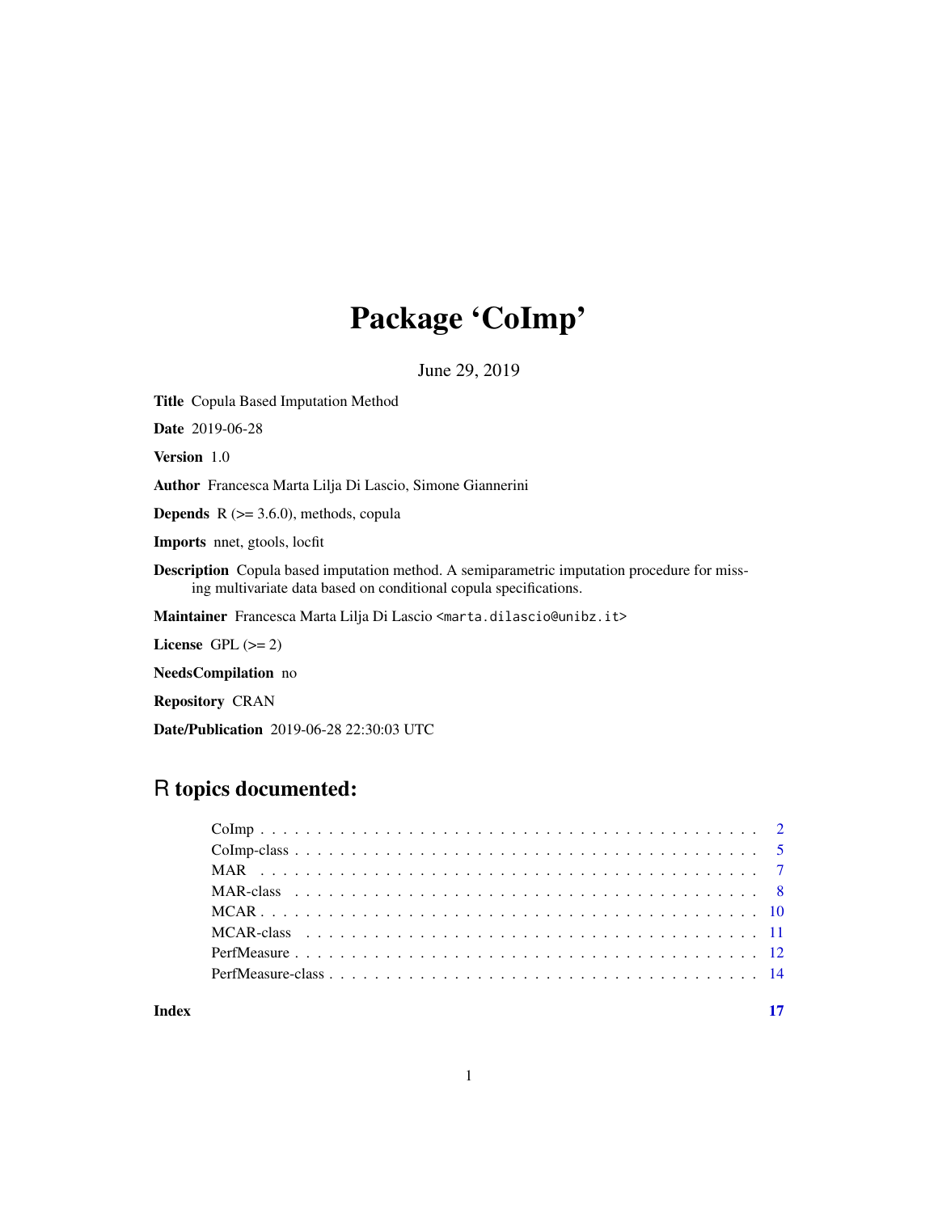# Package 'CoImp'

June 29, 2019

**Title** Copula Based Imputation Method

**Date** 2019-06-28

**Version** 1.0

**Author** Francesca Marta Lilja Di Lascio, Simone Giannerini

**Depends** R (>= 3.6.0), methods, copula

**Imports** nnet, gtools, locfit

**Description** Copula based imputation method. A semiparametric imputation procedure for missing multivariate data based on conditional copula specifications.

**Maintainer** Francesca Marta Lilja Di Lascio <marta.dilascio@unibz.it>

**License** GPL (>= 2)

**NeedsCompilation** no

**Repository** CRAN

**Date/Publication** 2019-06-28 22:30:03 UTC

## R topics documented:

| | |
|---|---|
| CoImp | 2 |
| CoImp-class | 5 |
| MAR | 7 |
| MAR-class | 8 |
| MCAR | 10 |
| MCAR-class | 11 |
| PerfMeasure | 12 |
| PerfMeasure-class | 14 |
| **Index** | **17** |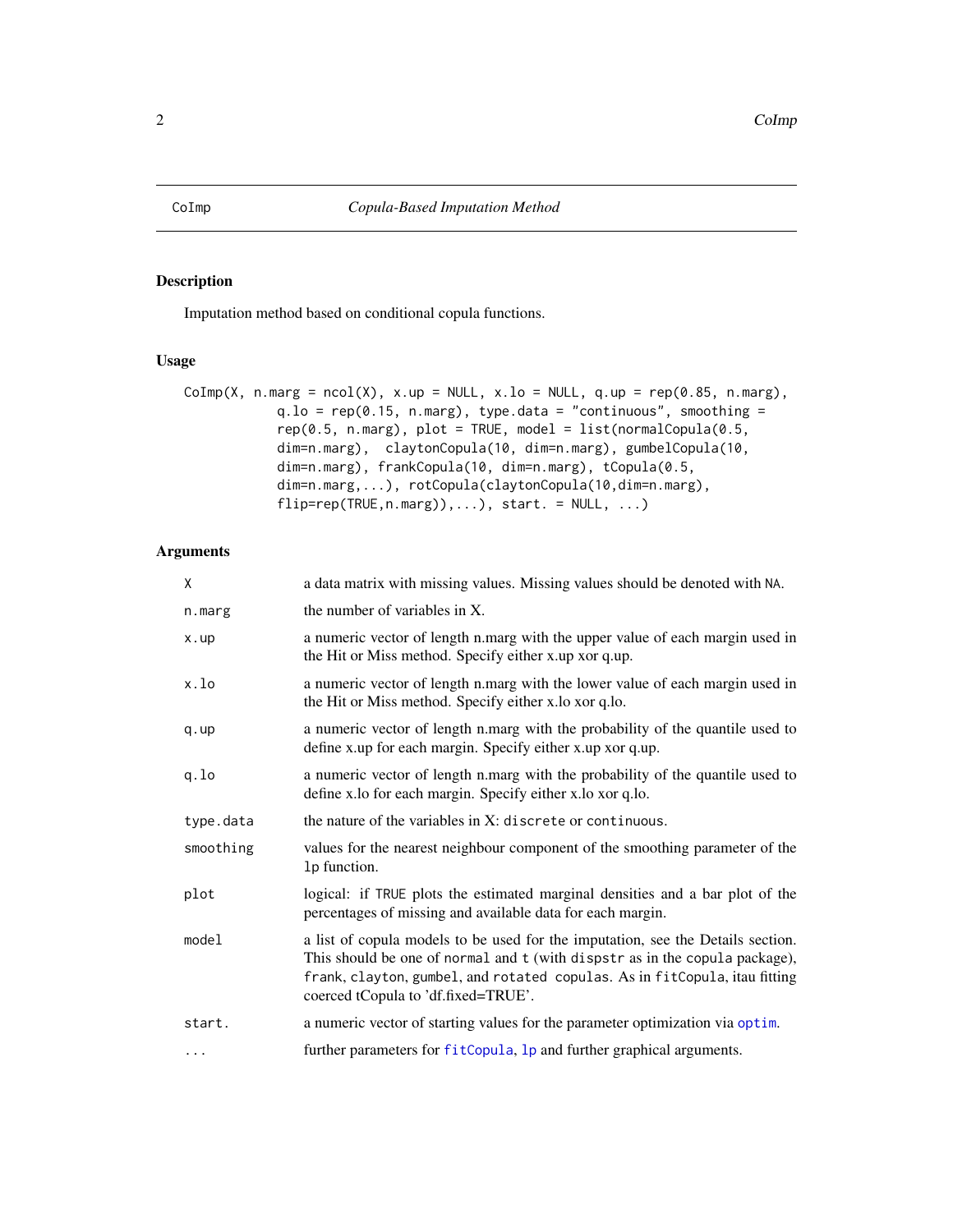# CoImp — *Copula-Based Imputation Method*

## Description

Imputation method based on conditional copula functions.

## Usage

```
CoImp(X, n.marg = ncol(X), x.up = NULL, x.lo = NULL, q.up = rep(0.85, n.marg),
          q.lo = rep(0.15, n.marg), type.data = "continuous", smoothing =
          rep(0.5, n.marg), plot = TRUE, model = list(normalCopula(0.5,
          dim=n.marg),  claytonCopula(10, dim=n.marg), gumbelCopula(10,
          dim=n.marg), frankCopula(10, dim=n.marg), tCopula(0.5,
          dim=n.marg,...), rotCopula(claytonCopula(10,dim=n.marg),
          flip=rep(TRUE,n.marg)),...), start. = NULL, ...)
```

## Arguments

| | |
|---|---|
| `X` | a data matrix with missing values. Missing values should be denoted with `NA`. |
| `n.marg` | the number of variables in X. |
| `x.up` | a numeric vector of length n.marg with the upper value of each margin used in the Hit or Miss method. Specify either x.up xor q.up. |
| `x.lo` | a numeric vector of length n.marg with the lower value of each margin used in the Hit or Miss method. Specify either x.lo xor q.lo. |
| `q.up` | a numeric vector of length n.marg with the probability of the quantile used to define x.up for each margin. Specify either x.up xor q.up. |
| `q.lo` | a numeric vector of length n.marg with the probability of the quantile used to define x.lo for each margin. Specify either x.lo xor q.lo. |
| `type.data` | the nature of the variables in X: `discrete` or `continuous`. |
| `smoothing` | values for the nearest neighbour component of the smoothing parameter of the `lp` function. |
| `plot` | logical: if `TRUE` plots the estimated marginal densities and a bar plot of the percentages of missing and available data for each margin. |
| `model` | a list of copula models to be used for the imputation, see the Details section. This should be one of `normal` and `t` (with `dispstr` as in the `copula` package), `frank`, `clayton`, `gumbel`, and `rotated` copulas. As in `fitCopula`, itau fitting coerced tCopula to 'df.fixed=TRUE'. |
| `start.` | a numeric vector of starting values for the parameter optimization via `optim`. |
| `...` | further parameters for `fitCopula`, `lp` and further graphical arguments. |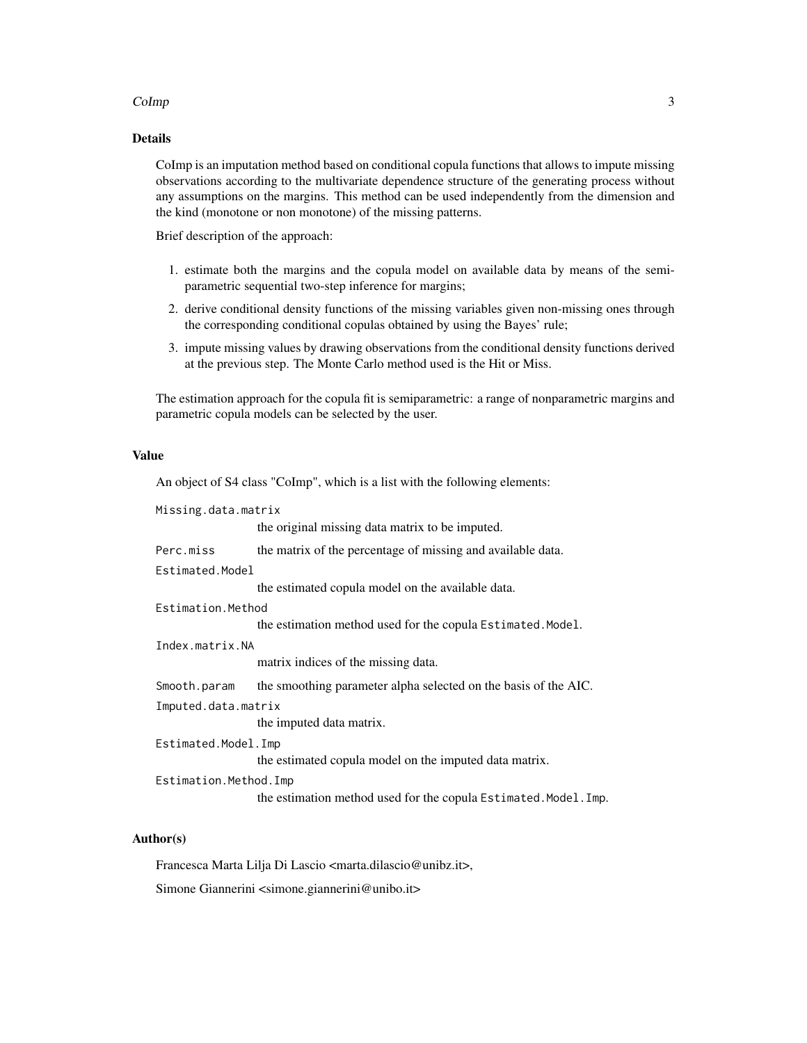## Details

CoImp is an imputation method based on conditional copula functions that allows to impute missing observations according to the multivariate dependence structure of the generating process without any assumptions on the margins. This method can be used independently from the dimension and the kind (monotone or non monotone) of the missing patterns.

Brief description of the approach:

1. estimate both the margins and the copula model on available data by means of the semi-parametric sequential two-step inference for margins;
2. derive conditional density functions of the missing variables given non-missing ones through the corresponding conditional copulas obtained by using the Bayes' rule;
3. impute missing values by drawing observations from the conditional density functions derived at the previous step. The Monte Carlo method used is the Hit or Miss.

The estimation approach for the copula fit is semiparametric: a range of nonparametric margins and parametric copula models can be selected by the user.

## Value

An object of S4 class "CoImp", which is a list with the following elements:

`Missing.data.matrix`
: the original missing data matrix to be imputed.

`Perc.miss`
: the matrix of the percentage of missing and available data.

`Estimated.Model`
: the estimated copula model on the available data.

`Estimation.Method`
: the estimation method used for the copula `Estimated.Model`.

`Index.matrix.NA`
: matrix indices of the missing data.

`Smooth.param`
: the smoothing parameter alpha selected on the basis of the AIC.

`Imputed.data.matrix`
: the imputed data matrix.

`Estimated.Model.Imp`
: the estimated copula model on the imputed data matrix.

`Estimation.Method.Imp`
: the estimation method used for the copula `Estimated.Model.Imp`.

## Author(s)

Francesca Marta Lilja Di Lascio <marta.dilascio@unibz.it>,

Simone Giannerini <simone.giannerini@unibo.it>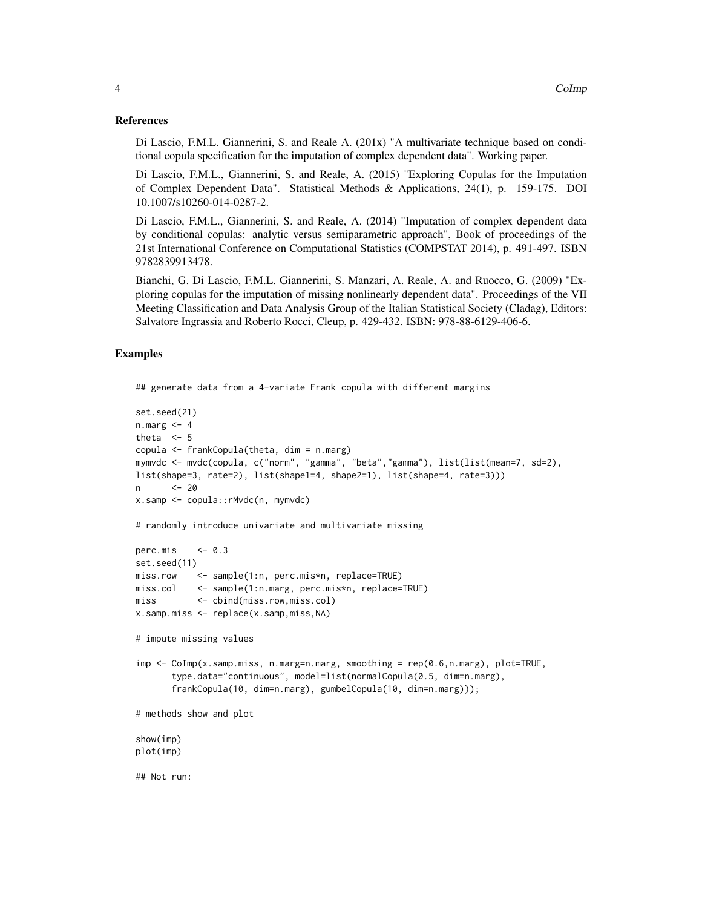## References

Di Lascio, F.M.L. Giannerini, S. and Reale A. (201x) "A multivariate technique based on conditional copula specification for the imputation of complex dependent data". Working paper.

Di Lascio, F.M.L., Giannerini, S. and Reale, A. (2015) "Exploring Copulas for the Imputation of Complex Dependent Data". Statistical Methods & Applications, 24(1), p. 159-175. DOI 10.1007/s10260-014-0287-2.

Di Lascio, F.M.L., Giannerini, S. and Reale, A. (2014) "Imputation of complex dependent data by conditional copulas: analytic versus semiparametric approach", Book of proceedings of the 21st International Conference on Computational Statistics (COMPSTAT 2014), p. 491-497. ISBN 9782839913478.

Bianchi, G. Di Lascio, F.M.L. Giannerini, S. Manzari, A. Reale, A. and Ruocco, G. (2009) "Exploring copulas for the imputation of missing nonlinearly dependent data". Proceedings of the VII Meeting Classification and Data Analysis Group of the Italian Statistical Society (Cladag), Editors: Salvatore Ingrassia and Roberto Rocci, Cleup, p. 429-432. ISBN: 978-88-6129-406-6.

## Examples

```
## generate data from a 4-variate Frank copula with different margins

set.seed(21)
n.marg <- 4
theta  <- 5
copula <- frankCopula(theta, dim = n.marg)
mymvdc <- mvdc(copula, c("norm", "gamma", "beta","gamma"), list(list(mean=7, sd=2),
list(shape=3, rate=2), list(shape1=4, shape2=1), list(shape=4, rate=3)))
n      <- 20
x.samp <- copula::rMvdc(n, mymvdc)

# randomly introduce univariate and multivariate missing

perc.mis    <- 0.3
set.seed(11)
miss.row    <- sample(1:n, perc.mis*n, replace=TRUE)
miss.col    <- sample(1:n.marg, perc.mis*n, replace=TRUE)
miss        <- cbind(miss.row,miss.col)
x.samp.miss <- replace(x.samp,miss,NA)

# impute missing values

imp <- CoImp(x.samp.miss, n.marg=n.marg, smoothing = rep(0.6,n.marg), plot=TRUE,
       type.data="continuous", model=list(normalCopula(0.5, dim=n.marg),
       frankCopula(10, dim=n.marg), gumbelCopula(10, dim=n.marg)));

# methods show and plot

show(imp)
plot(imp)

## Not run:
```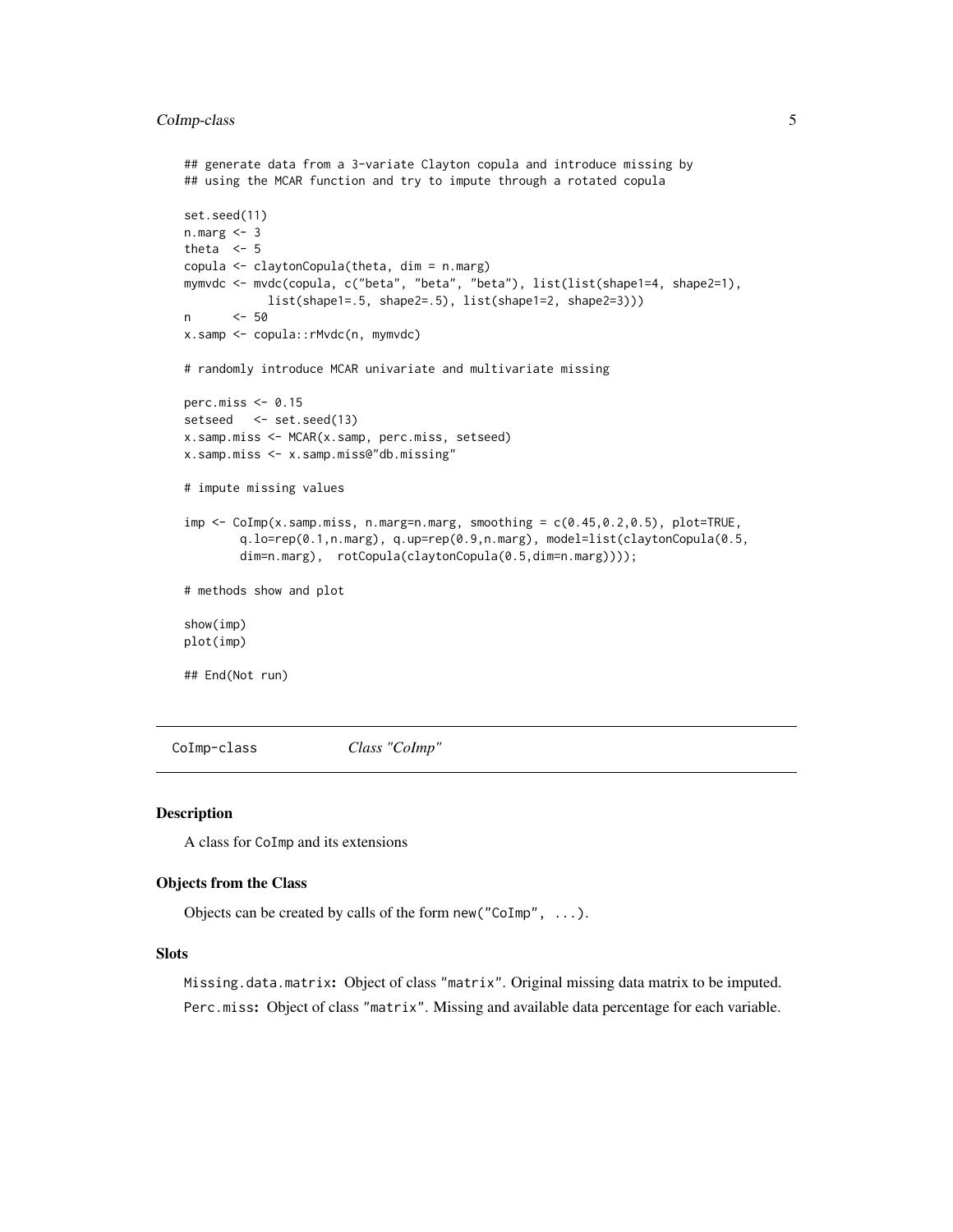```
## generate data from a 3-variate Clayton copula and introduce missing by
## using the MCAR function and try to impute through a rotated copula

set.seed(11)
n.marg <- 3
theta  <- 5
copula <- claytonCopula(theta, dim = n.marg)
mymvdc <- mvdc(copula, c("beta", "beta", "beta"), list(list(shape1=4, shape2=1),
            list(shape1=.5, shape2=.5), list(shape1=2, shape2=3)))
n      <- 50
x.samp <- copula::rMvdc(n, mymvdc)

# randomly introduce MCAR univariate and multivariate missing

perc.miss <- 0.15
setseed   <- set.seed(13)
x.samp.miss <- MCAR(x.samp, perc.miss, setseed)
x.samp.miss <- x.samp.miss@"db.missing"

# impute missing values

imp <- CoImp(x.samp.miss, n.marg=n.marg, smoothing = c(0.45,0.2,0.5), plot=TRUE,
        q.lo=rep(0.1,n.marg), q.up=rep(0.9,n.marg), model=list(claytonCopula(0.5,
        dim=n.marg),  rotCopula(claytonCopula(0.5,dim=n.marg))));

# methods show and plot

show(imp)
plot(imp)

## End(Not run)
```

---

CoImp-class    *Class "CoImp"*

---

### Description

A class for CoImp and its extensions

### Objects from the Class

Objects can be created by calls of the form `new("CoImp", ...)`.

### Slots

`Missing.data.matrix`: Object of class `"matrix"`. Original missing data matrix to be imputed.

`Perc.miss`: Object of class `"matrix"`. Missing and available data percentage for each variable.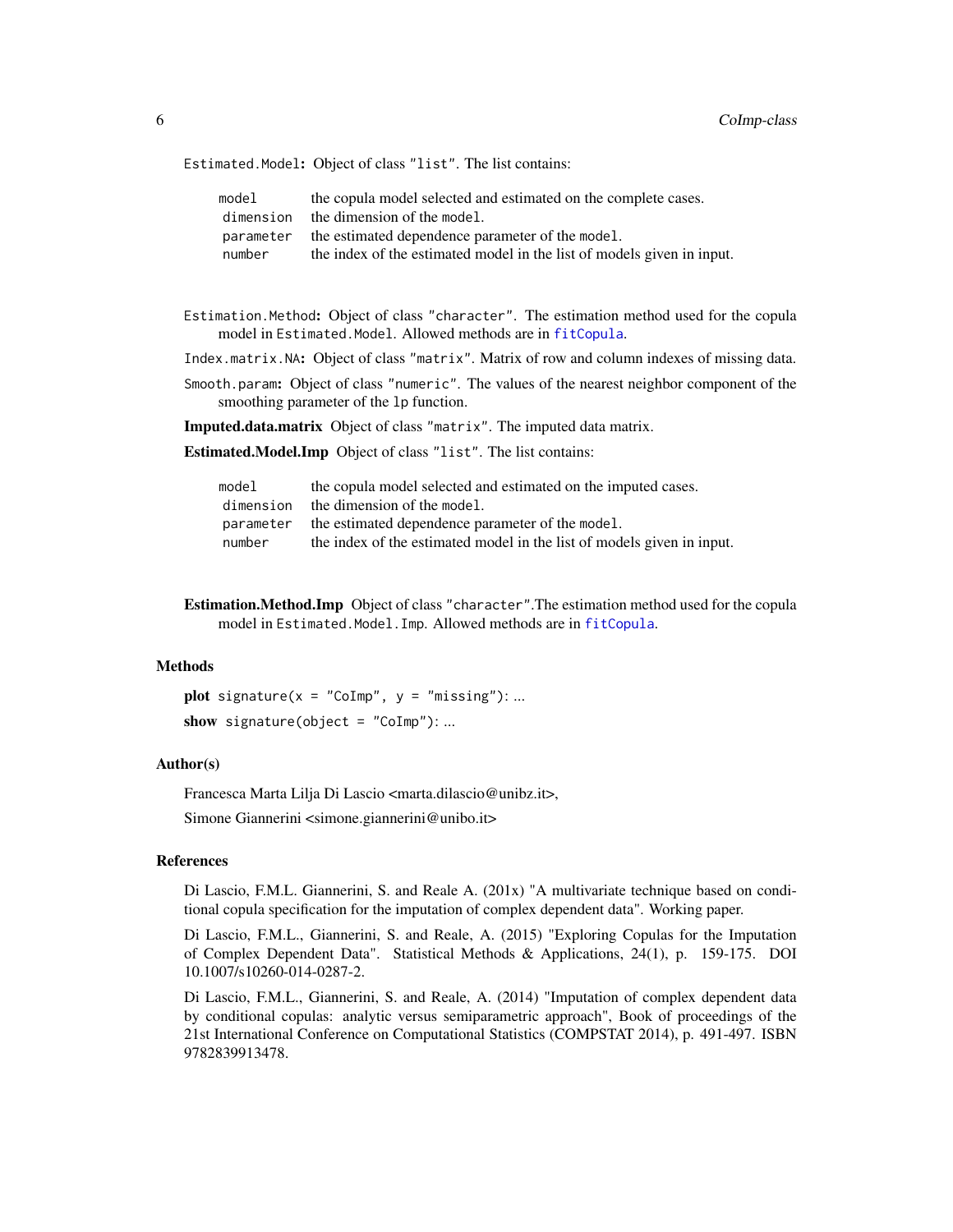`Estimated.Model`**:** Object of class "list". The list contains:

| | |
|---|---|
| `model` | the copula model selected and estimated on the complete cases. |
| `dimension` | the dimension of the `model`. |
| `parameter` | the estimated dependence parameter of the `model`. |
| `number` | the index of the estimated model in the list of models given in input. |

`Estimation.Method`**:** Object of class "character". The estimation method used for the copula model in `Estimated.Model`. Allowed methods are in `fitCopula`.

`Index.matrix.NA`**:** Object of class "matrix". Matrix of row and column indexes of missing data.

`Smooth.param`**:** Object of class "numeric". The values of the nearest neighbor component of the smoothing parameter of the `lp` function.

**Imputed.data.matrix** Object of class "matrix". The imputed data matrix.

**Estimated.Model.Imp** Object of class "list". The list contains:

| | |
|---|---|
| `model` | the copula model selected and estimated on the imputed cases. |
| `dimension` | the dimension of the `model`. |
| `parameter` | the estimated dependence parameter of the `model`. |
| `number` | the index of the estimated model in the list of models given in input. |

**Estimation.Method.Imp** Object of class "character".The estimation method used for the copula model in `Estimated.Model.Imp`. Allowed methods are in `fitCopula`.

### Methods

**plot** `signature(x = "CoImp", y = "missing")`: ...

**show** `signature(object = "CoImp")`: ...

### Author(s)

Francesca Marta Lilja Di Lascio <marta.dilascio@unibz.it>,

Simone Giannerini <simone.giannerini@unibo.it>

### References

Di Lascio, F.M.L. Giannerini, S. and Reale A. (201x) "A multivariate technique based on conditional copula specification for the imputation of complex dependent data". Working paper.

Di Lascio, F.M.L., Giannerini, S. and Reale, A. (2015) "Exploring Copulas for the Imputation of Complex Dependent Data". Statistical Methods & Applications, 24(1), p. 159-175. DOI 10.1007/s10260-014-0287-2.

Di Lascio, F.M.L., Giannerini, S. and Reale, A. (2014) "Imputation of complex dependent data by conditional copulas: analytic versus semiparametric approach", Book of proceedings of the 21st International Conference on Computational Statistics (COMPSTAT 2014), p. 491-497. ISBN 9782839913478.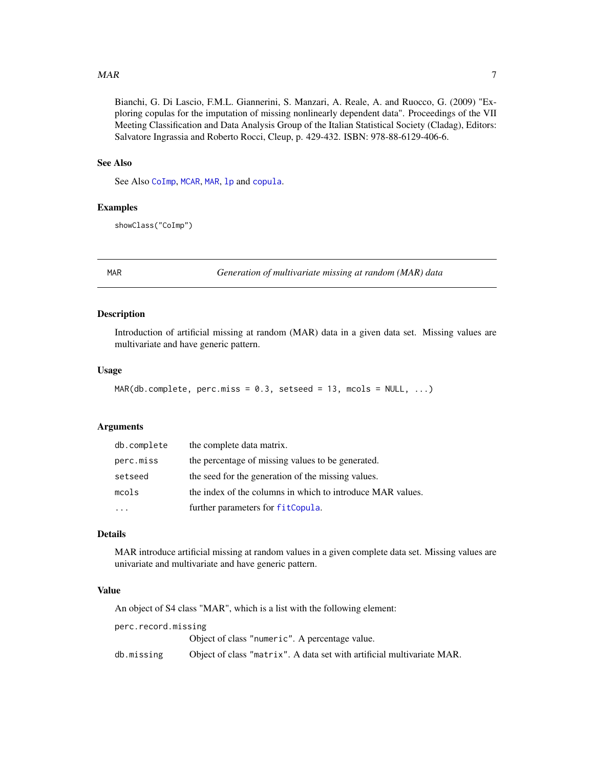Bianchi, G. Di Lascio, F.M.L. Giannerini, S. Manzari, A. Reale, A. and Ruocco, G. (2009) "Exploring copulas for the imputation of missing nonlinearly dependent data". Proceedings of the VII Meeting Classification and Data Analysis Group of the Italian Statistical Society (Cladag), Editors: Salvatore Ingrassia and Roberto Rocci, Cleup, p. 429-432. ISBN: 978-88-6129-406-6.

### See Also

See Also `CoImp`, `MCAR`, `MAR`, `lp` and `copula`.

### Examples

```
showClass("CoImp")
```

---

## MAR — *Generation of multivariate missing at random (MAR) data*

---

### Description

Introduction of artificial missing at random (MAR) data in a given data set. Missing values are multivariate and have generic pattern.

### Usage

```
MAR(db.complete, perc.miss = 0.3, setseed = 13, mcols = NULL, ...)
```

### Arguments

| | |
|---|---|
| `db.complete` | the complete data matrix. |
| `perc.miss` | the percentage of missing values to be generated. |
| `setseed` | the seed for the generation of the missing values. |
| `mcols` | the index of the columns in which to introduce MAR values. |
| `...` | further parameters for `fitCopula`. |

### Details

MAR introduce artificial missing at random values in a given complete data set. Missing values are univariate and multivariate and have generic pattern.

### Value

An object of S4 class "MAR", which is a list with the following element:

| | |
|---|---|
| `perc.record.missing` | Object of class `"numeric"`. A percentage value. |
| `db.missing` | Object of class `"matrix"`. A data set with artificial multivariate MAR. |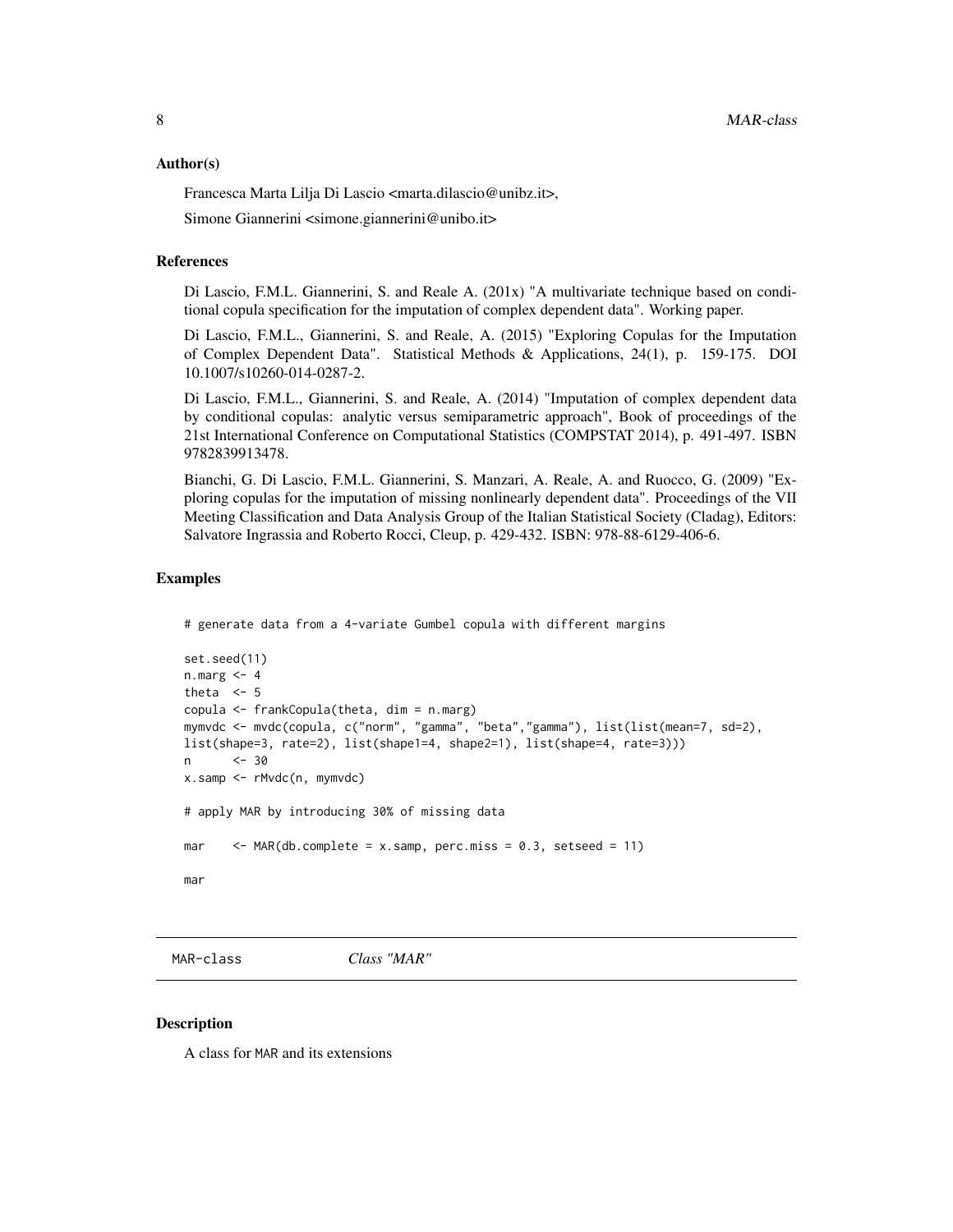### Author(s)

Francesca Marta Lilja Di Lascio <marta.dilascio@unibz.it>,

Simone Giannerini <simone.giannerini@unibo.it>

### References

Di Lascio, F.M.L. Giannerini, S. and Reale A. (201x) "A multivariate technique based on conditional copula specification for the imputation of complex dependent data". Working paper.

Di Lascio, F.M.L., Giannerini, S. and Reale, A. (2015) "Exploring Copulas for the Imputation of Complex Dependent Data". Statistical Methods & Applications, 24(1), p. 159-175. DOI 10.1007/s10260-014-0287-2.

Di Lascio, F.M.L., Giannerini, S. and Reale, A. (2014) "Imputation of complex dependent data by conditional copulas: analytic versus semiparametric approach", Book of proceedings of the 21st International Conference on Computational Statistics (COMPSTAT 2014), p. 491-497. ISBN 9782839913478.

Bianchi, G. Di Lascio, F.M.L. Giannerini, S. Manzari, A. Reale, A. and Ruocco, G. (2009) "Exploring copulas for the imputation of missing nonlinearly dependent data". Proceedings of the VII Meeting Classification and Data Analysis Group of the Italian Statistical Society (Cladag), Editors: Salvatore Ingrassia and Roberto Rocci, Cleup, p. 429-432. ISBN: 978-88-6129-406-6.

### Examples

```
# generate data from a 4-variate Gumbel copula with different margins

set.seed(11)
n.marg <- 4
theta  <- 5
copula <- frankCopula(theta, dim = n.marg)
mymvdc <- mvdc(copula, c("norm", "gamma", "beta","gamma"), list(list(mean=7, sd=2),
list(shape=3, rate=2), list(shape1=4, shape2=1), list(shape=4, rate=3)))
n      <- 30
x.samp <- rMvdc(n, mymvdc)

# apply MAR by introducing 30% of missing data

mar    <- MAR(db.complete = x.samp, perc.miss = 0.3, setseed = 11)

mar
```

---

## MAR-class    *Class "MAR"*

### Description

A class for MAR and its extensions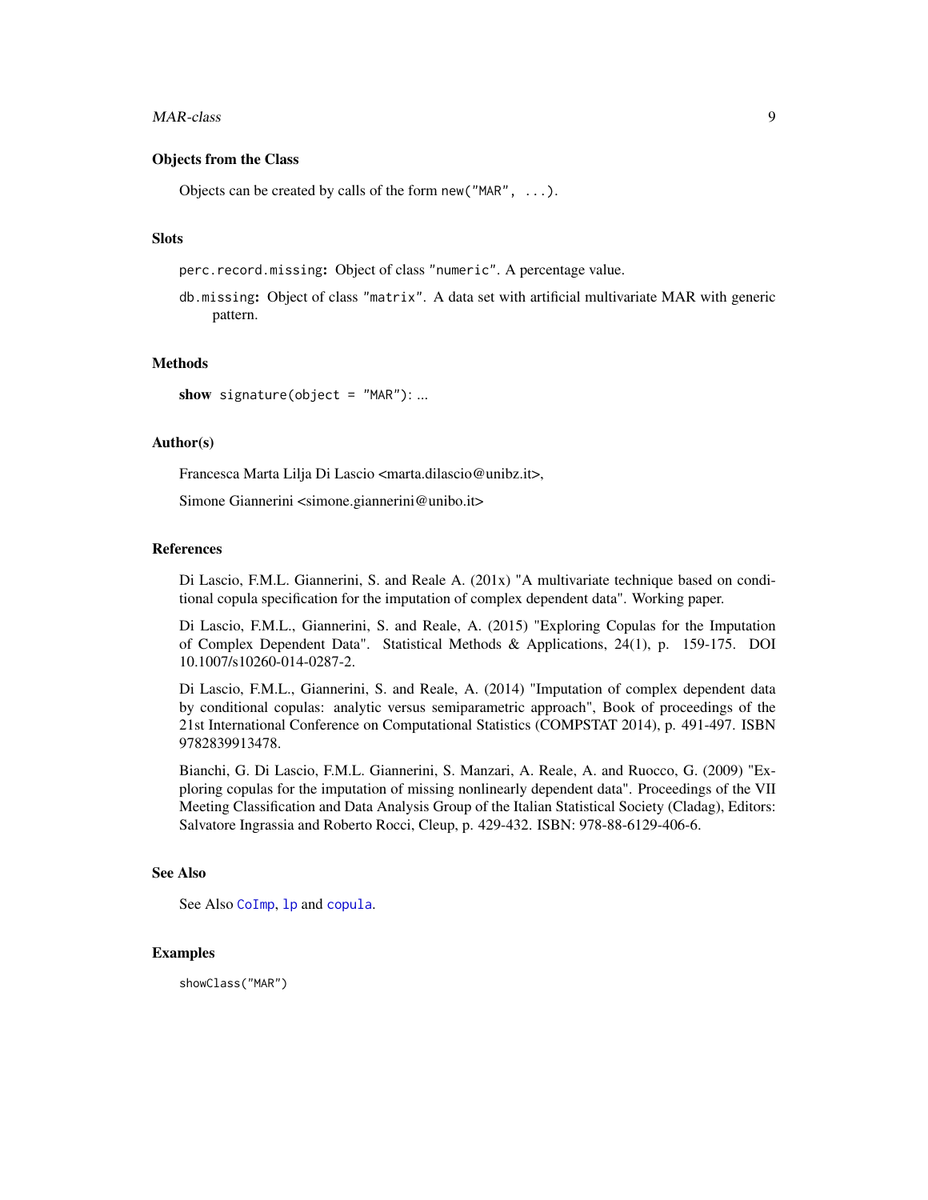### Objects from the Class

Objects can be created by calls of the form `new("MAR", ...)`.

### Slots

`perc.record.missing`: Object of class `"numeric"`. A percentage value.

`db.missing`: Object of class `"matrix"`. A data set with artificial multivariate MAR with generic pattern.

### Methods

**show** `signature(object = "MAR")`: ...

### Author(s)

Francesca Marta Lilja Di Lascio <marta.dilascio@unibz.it>,

Simone Giannerini <simone.giannerini@unibo.it>

### References

Di Lascio, F.M.L. Giannerini, S. and Reale A. (201x) "A multivariate technique based on conditional copula specification for the imputation of complex dependent data". Working paper.

Di Lascio, F.M.L., Giannerini, S. and Reale, A. (2015) "Exploring Copulas for the Imputation of Complex Dependent Data". Statistical Methods & Applications, 24(1), p. 159-175. DOI 10.1007/s10260-014-0287-2.

Di Lascio, F.M.L., Giannerini, S. and Reale, A. (2014) "Imputation of complex dependent data by conditional copulas: analytic versus semiparametric approach", Book of proceedings of the 21st International Conference on Computational Statistics (COMPSTAT 2014), p. 491-497. ISBN 9782839913478.

Bianchi, G. Di Lascio, F.M.L. Giannerini, S. Manzari, A. Reale, A. and Ruocco, G. (2009) "Exploring copulas for the imputation of missing nonlinearly dependent data". Proceedings of the VII Meeting Classification and Data Analysis Group of the Italian Statistical Society (Cladag), Editors: Salvatore Ingrassia and Roberto Rocci, Cleup, p. 429-432. ISBN: 978-88-6129-406-6.

### See Also

See Also `CoImp`, `lp` and `copula`.

### Examples

```
showClass("MAR")
```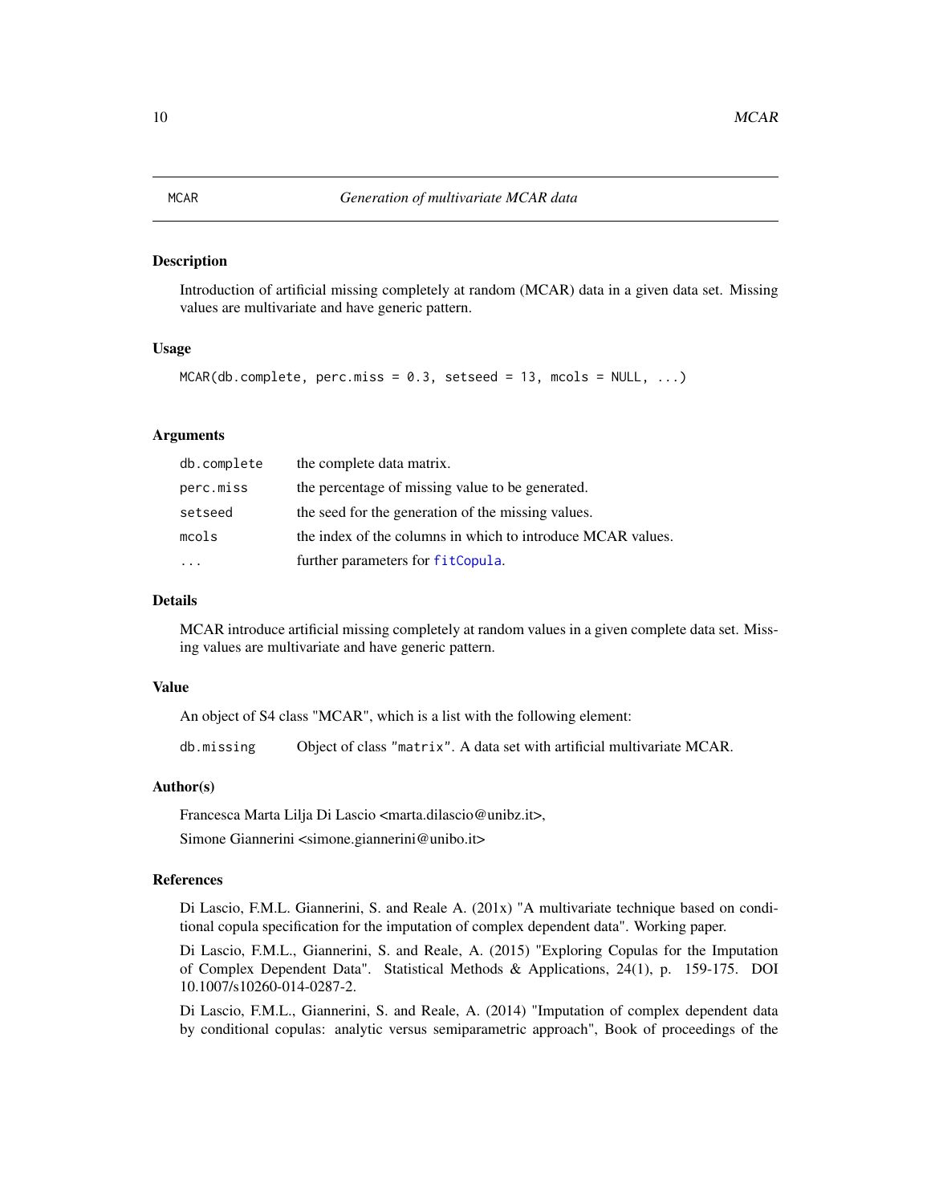MCAR *Generation of multivariate MCAR data*

## Description

Introduction of artificial missing completely at random (MCAR) data in a given data set. Missing values are multivariate and have generic pattern.

## Usage

```
MCAR(db.complete, perc.miss = 0.3, setseed = 13, mcols = NULL, ...)
```

## Arguments

| | |
|---|---|
| db.complete | the complete data matrix. |
| perc.miss | the percentage of missing value to be generated. |
| setseed | the seed for the generation of the missing values. |
| mcols | the index of the columns in which to introduce MCAR values. |
| ... | further parameters for fitCopula. |

## Details

MCAR introduce artificial missing completely at random values in a given complete data set. Missing values are multivariate and have generic pattern.

## Value

An object of S4 class "MCAR", which is a list with the following element:

| | |
|---|---|
| db.missing | Object of class "matrix". A data set with artificial multivariate MCAR. |

## Author(s)

Francesca Marta Lilja Di Lascio <marta.dilascio@unibz.it>,

Simone Giannerini <simone.giannerini@unibo.it>

## References

Di Lascio, F.M.L. Giannerini, S. and Reale A. (201x) "A multivariate technique based on conditional copula specification for the imputation of complex dependent data". Working paper.

Di Lascio, F.M.L., Giannerini, S. and Reale, A. (2015) "Exploring Copulas for the Imputation of Complex Dependent Data". Statistical Methods & Applications, 24(1), p. 159-175. DOI 10.1007/s10260-014-0287-2.

Di Lascio, F.M.L., Giannerini, S. and Reale, A. (2014) "Imputation of complex dependent data by conditional copulas: analytic versus semiparametric approach", Book of proceedings of the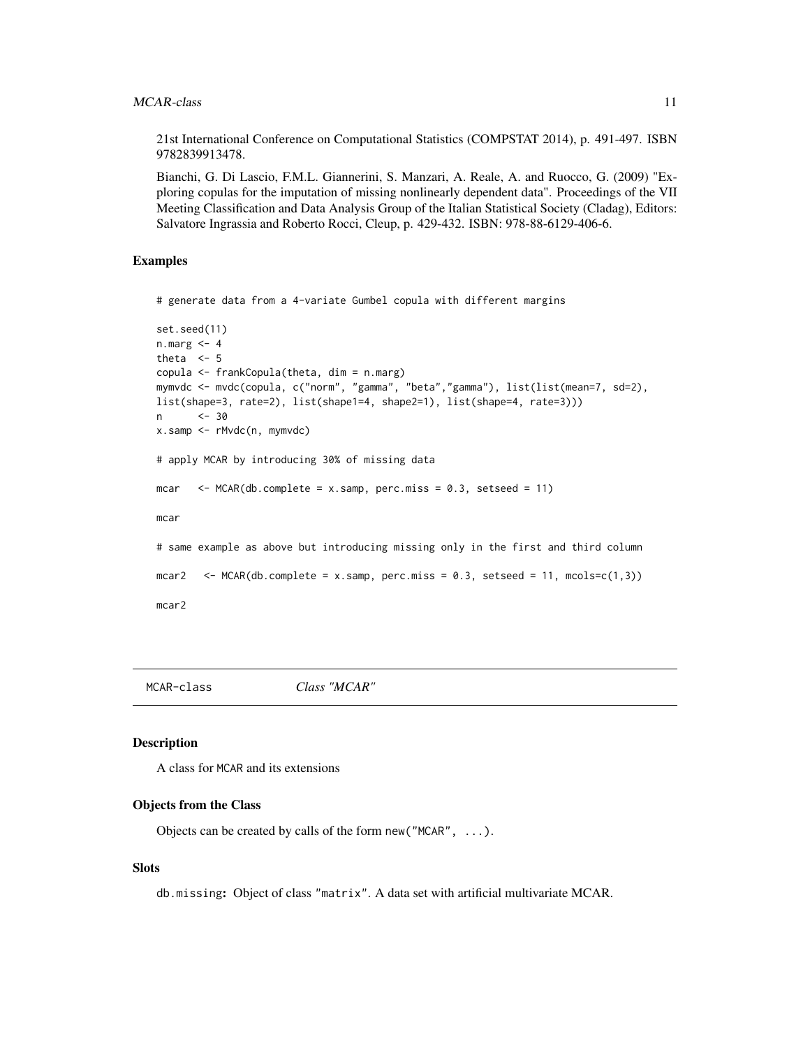21st International Conference on Computational Statistics (COMPSTAT 2014), p. 491-497. ISBN 9782839913478.

Bianchi, G. Di Lascio, F.M.L. Giannerini, S. Manzari, A. Reale, A. and Ruocco, G. (2009) "Exploring copulas for the imputation of missing nonlinearly dependent data". Proceedings of the VII Meeting Classification and Data Analysis Group of the Italian Statistical Society (Cladag), Editors: Salvatore Ingrassia and Roberto Rocci, Cleup, p. 429-432. ISBN: 978-88-6129-406-6.

### Examples

```
# generate data from a 4-variate Gumbel copula with different margins

set.seed(11)
n.marg <- 4
theta  <- 5
copula <- frankCopula(theta, dim = n.marg)
mymvdc <- mvdc(copula, c("norm", "gamma", "beta","gamma"), list(list(mean=7, sd=2),
list(shape=3, rate=2), list(shape1=4, shape2=1), list(shape=4, rate=3)))
n      <- 30
x.samp <- rMvdc(n, mymvdc)

# apply MCAR by introducing 30% of missing data

mcar   <- MCAR(db.complete = x.samp, perc.miss = 0.3, setseed = 11)

mcar

# same example as above but introducing missing only in the first and third column

mcar2   <- MCAR(db.complete = x.samp, perc.miss = 0.3, setseed = 11, mcols=c(1,3))

mcar2
```

---

## MCAR-class *Class "MCAR"*

### Description

A class for MCAR and its extensions

### Objects from the Class

Objects can be created by calls of the form new("MCAR", ...).

### Slots

**db.missing:** Object of class "matrix". A data set with artificial multivariate MCAR.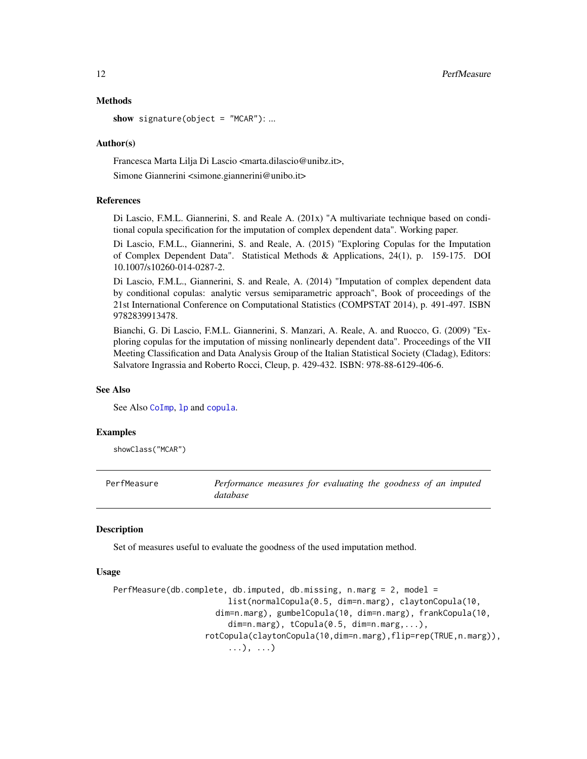### Methods

**show** `signature(object = "MCAR")`: ...

### Author(s)

Francesca Marta Lilja Di Lascio <marta.dilascio@unibz.it>,

Simone Giannerini <simone.giannerini@unibo.it>

### References

Di Lascio, F.M.L. Giannerini, S. and Reale A. (201x) "A multivariate technique based on conditional copula specification for the imputation of complex dependent data". Working paper.

Di Lascio, F.M.L., Giannerini, S. and Reale, A. (2015) "Exploring Copulas for the Imputation of Complex Dependent Data". Statistical Methods & Applications, 24(1), p. 159-175. DOI 10.1007/s10260-014-0287-2.

Di Lascio, F.M.L., Giannerini, S. and Reale, A. (2014) "Imputation of complex dependent data by conditional copulas: analytic versus semiparametric approach", Book of proceedings of the 21st International Conference on Computational Statistics (COMPSTAT 2014), p. 491-497. ISBN 9782839913478.

Bianchi, G. Di Lascio, F.M.L. Giannerini, S. Manzari, A. Reale, A. and Ruocco, G. (2009) "Exploring copulas for the imputation of missing nonlinearly dependent data". Proceedings of the VII Meeting Classification and Data Analysis Group of the Italian Statistical Society (Cladag), Editors: Salvatore Ingrassia and Roberto Rocci, Cleup, p. 429-432. ISBN: 978-88-6129-406-6.

### See Also

See Also `CoImp`, `lp` and `copula`.

### Examples

```
showClass("MCAR")
```

---

## PerfMeasure — *Performance measures for evaluating the goodness of an imputed database*

---

### Description

Set of measures useful to evaluate the goodness of the used imputation method.

### Usage

```
PerfMeasure(db.complete, db.imputed, db.missing, n.marg = 2, model =
                        list(normalCopula(0.5, dim=n.marg), claytonCopula(10,
                     dim=n.marg), gumbelCopula(10, dim=n.marg), frankCopula(10,
                        dim=n.marg), tCopula(0.5, dim=n.marg,...),
                  rotCopula(claytonCopula(10,dim=n.marg),flip=rep(TRUE,n.marg)),
                        ...), ...)
```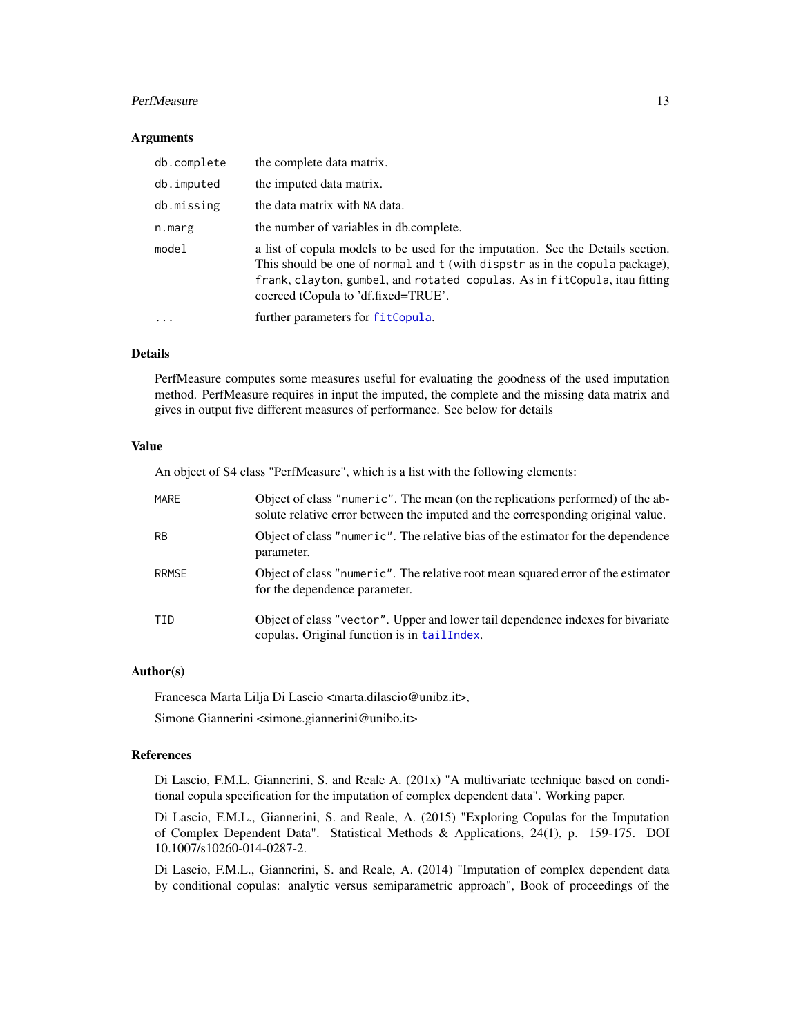### Arguments

| | |
|---|---|
| `db.complete` | the complete data matrix. |
| `db.imputed` | the imputed data matrix. |
| `db.missing` | the data matrix with `NA` data. |
| `n.marg` | the number of variables in db.complete. |
| `model` | a list of copula models to be used for the imputation. See the Details section. This should be one of `normal` and `t` (with `dispstr` as in the `copula` package), `frank`, `clayton`, `gumbel`, and `rotated copulas`. As in `fitCopula`, itau fitting coerced tCopula to 'df.fixed=TRUE'. |
| `...` | further parameters for `fitCopula`. |

### Details

PerfMeasure computes some measures useful for evaluating the goodness of the used imputation method. PerfMeasure requires in input the imputed, the complete and the missing data matrix and gives in output five different measures of performance. See below for details

### Value

An object of S4 class "PerfMeasure", which is a list with the following elements:

| | |
|---|---|
| `MARE` | Object of class `"numeric"`. The mean (on the replications performed) of the absolute relative error between the imputed and the corresponding original value. |
| `RB` | Object of class `"numeric"`. The relative bias of the estimator for the dependence parameter. |
| `RRMSE` | Object of class `"numeric"`. The relative root mean squared error of the estimator for the dependence parameter. |
| `TID` | Object of class `"vector"`. Upper and lower tail dependence indexes for bivariate copulas. Original function is in `tailIndex`. |

### Author(s)

Francesca Marta Lilja Di Lascio <marta.dilascio@unibz.it>,

Simone Giannerini <simone.giannerini@unibo.it>

### References

Di Lascio, F.M.L. Giannerini, S. and Reale A. (201x) "A multivariate technique based on conditional copula specification for the imputation of complex dependent data". Working paper.

Di Lascio, F.M.L., Giannerini, S. and Reale, A. (2015) "Exploring Copulas for the Imputation of Complex Dependent Data". Statistical Methods & Applications, 24(1), p. 159-175. DOI 10.1007/s10260-014-0287-2.

Di Lascio, F.M.L., Giannerini, S. and Reale, A. (2014) "Imputation of complex dependent data by conditional copulas: analytic versus semiparametric approach", Book of proceedings of the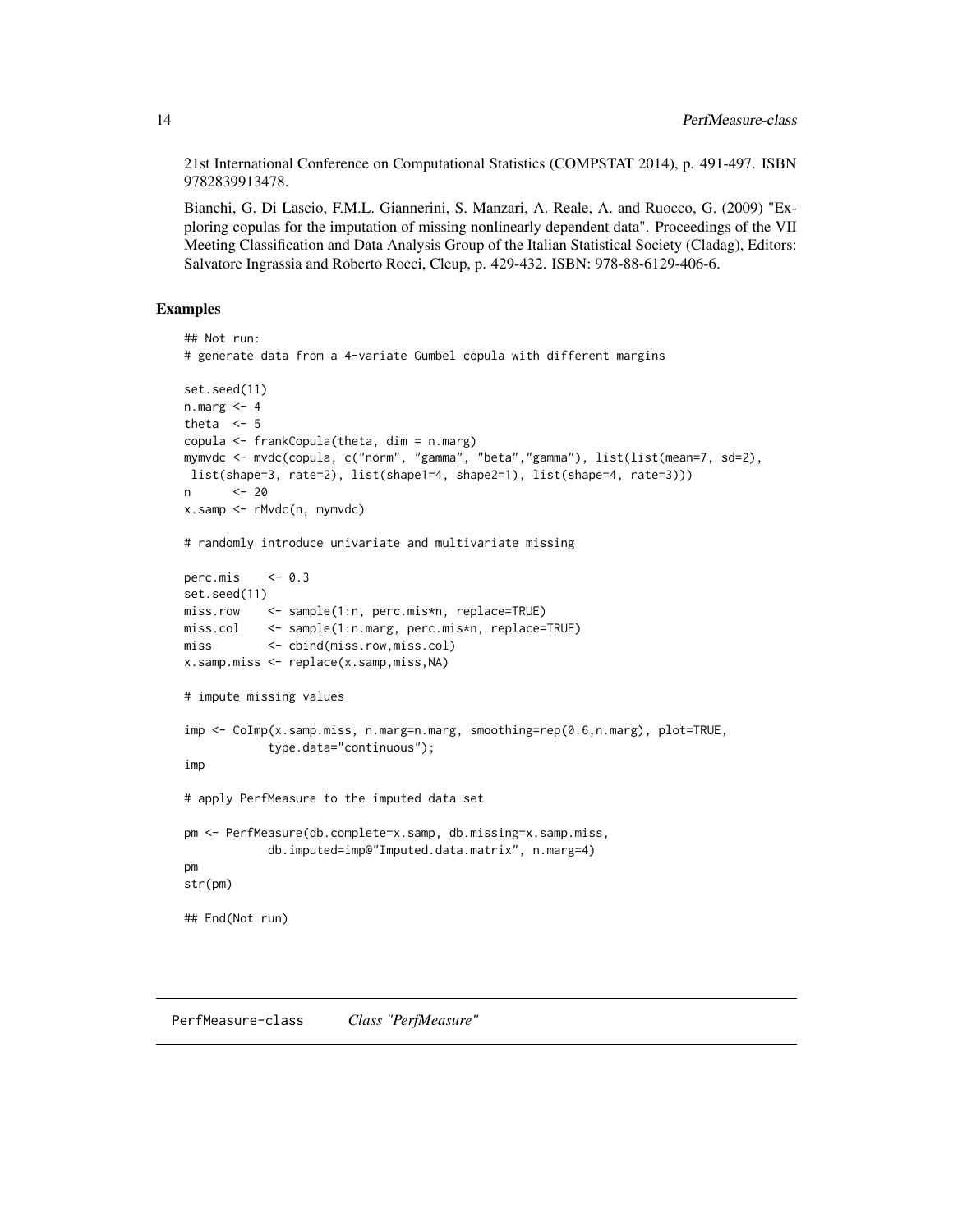21st International Conference on Computational Statistics (COMPSTAT 2014), p. 491-497. ISBN 9782839913478.

Bianchi, G. Di Lascio, F.M.L. Giannerini, S. Manzari, A. Reale, A. and Ruocco, G. (2009) "Exploring copulas for the imputation of missing nonlinearly dependent data". Proceedings of the VII Meeting Classification and Data Analysis Group of the Italian Statistical Society (Cladag), Editors: Salvatore Ingrassia and Roberto Rocci, Cleup, p. 429-432. ISBN: 978-88-6129-406-6.

## Examples

```
## Not run:
# generate data from a 4-variate Gumbel copula with different margins

set.seed(11)
n.marg <- 4
theta  <- 5
copula <- frankCopula(theta, dim = n.marg)
mymvdc <- mvdc(copula, c("norm", "gamma", "beta","gamma"), list(list(mean=7, sd=2),
 list(shape=3, rate=2), list(shape1=4, shape2=1), list(shape=4, rate=3)))
n      <- 20
x.samp <- rMvdc(n, mymvdc)

# randomly introduce univariate and multivariate missing

perc.mis    <- 0.3
set.seed(11)
miss.row    <- sample(1:n, perc.mis*n, replace=TRUE)
miss.col    <- sample(1:n.marg, perc.mis*n, replace=TRUE)
miss        <- cbind(miss.row,miss.col)
x.samp.miss <- replace(x.samp,miss,NA)

# impute missing values

imp <- CoImp(x.samp.miss, n.marg=n.marg, smoothing=rep(0.6,n.marg), plot=TRUE,
            type.data="continuous");
imp

# apply PerfMeasure to the imputed data set

pm <- PerfMeasure(db.complete=x.samp, db.missing=x.samp.miss,
            db.imputed=imp@"Imputed.data.matrix", n.marg=4)
pm
str(pm)

## End(Not run)
```

---

PerfMeasure-class    *Class "PerfMeasure"*

---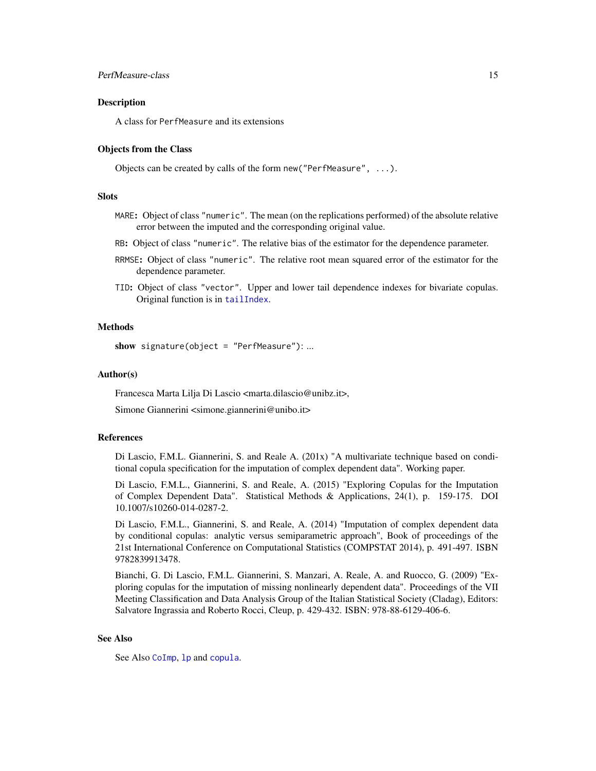## Description

A class for `PerfMeasure` and its extensions

## Objects from the Class

Objects can be created by calls of the form `new("PerfMeasure", ...)`.

## Slots

- `MARE`: Object of class `"numeric"`. The mean (on the replications performed) of the absolute relative error between the imputed and the corresponding original value.
- `RB`: Object of class `"numeric"`. The relative bias of the estimator for the dependence parameter.
- `RRMSE`: Object of class `"numeric"`. The relative root mean squared error of the estimator for the dependence parameter.
- `TID`: Object of class `"vector"`. Upper and lower tail dependence indexes for bivariate copulas. Original function is in `tailIndex`.

## Methods

**show** `signature(object = "PerfMeasure")`: ...

## Author(s)

Francesca Marta Lilja Di Lascio <marta.dilascio@unibz.it>,

Simone Giannerini <simone.giannerini@unibo.it>

## References

Di Lascio, F.M.L. Giannerini, S. and Reale A. (201x) "A multivariate technique based on conditional copula specification for the imputation of complex dependent data". Working paper.

Di Lascio, F.M.L., Giannerini, S. and Reale, A. (2015) "Exploring Copulas for the Imputation of Complex Dependent Data". Statistical Methods & Applications, 24(1), p. 159-175. DOI 10.1007/s10260-014-0287-2.

Di Lascio, F.M.L., Giannerini, S. and Reale, A. (2014) "Imputation of complex dependent data by conditional copulas: analytic versus semiparametric approach", Book of proceedings of the 21st International Conference on Computational Statistics (COMPSTAT 2014), p. 491-497. ISBN 9782839913478.

Bianchi, G. Di Lascio, F.M.L. Giannerini, S. Manzari, A. Reale, A. and Ruocco, G. (2009) "Exploring copulas for the imputation of missing nonlinearly dependent data". Proceedings of the VII Meeting Classification and Data Analysis Group of the Italian Statistical Society (Cladag), Editors: Salvatore Ingrassia and Roberto Rocci, Cleup, p. 429-432. ISBN: 978-88-6129-406-6.

## See Also

See Also `CoImp`, `lp` and `copula`.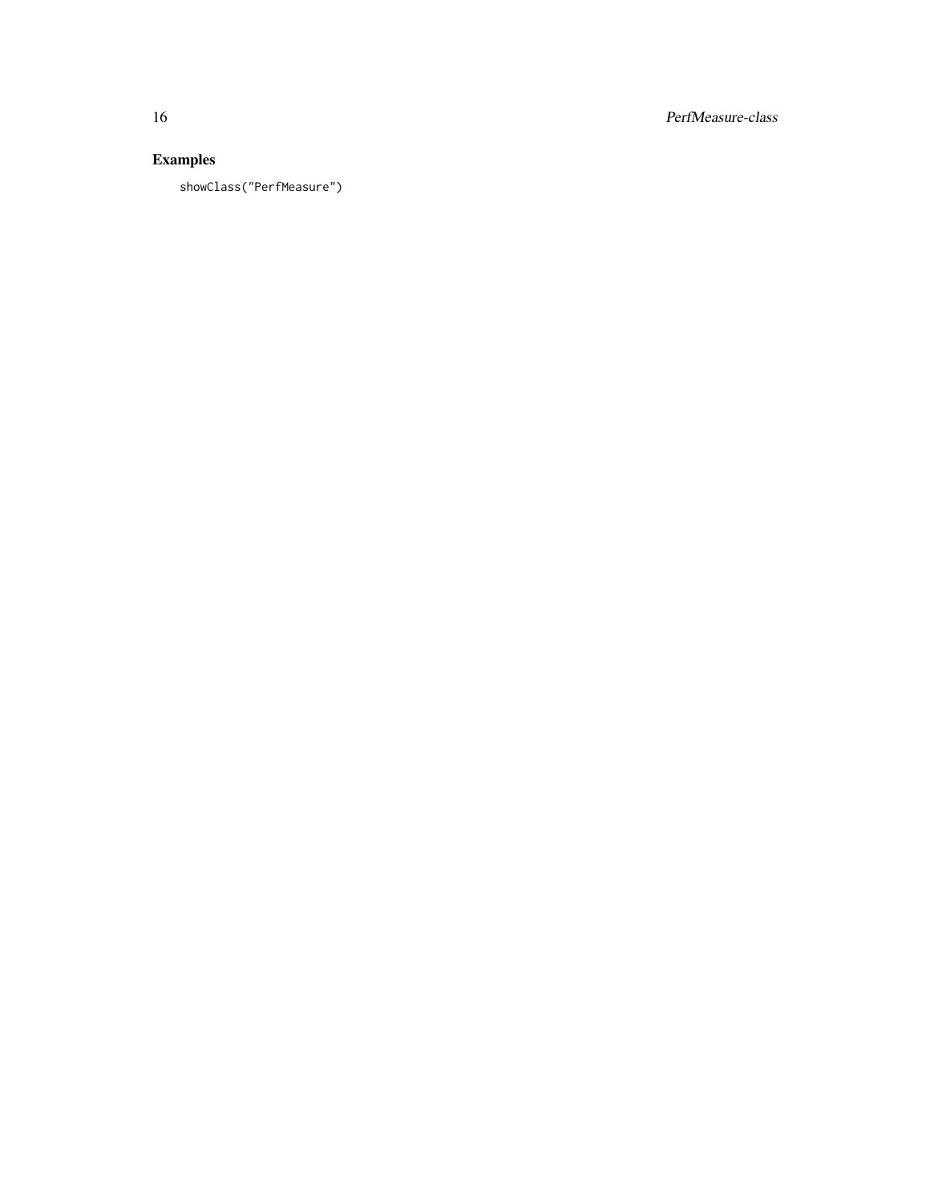## Examples

```
showClass("PerfMeasure")
```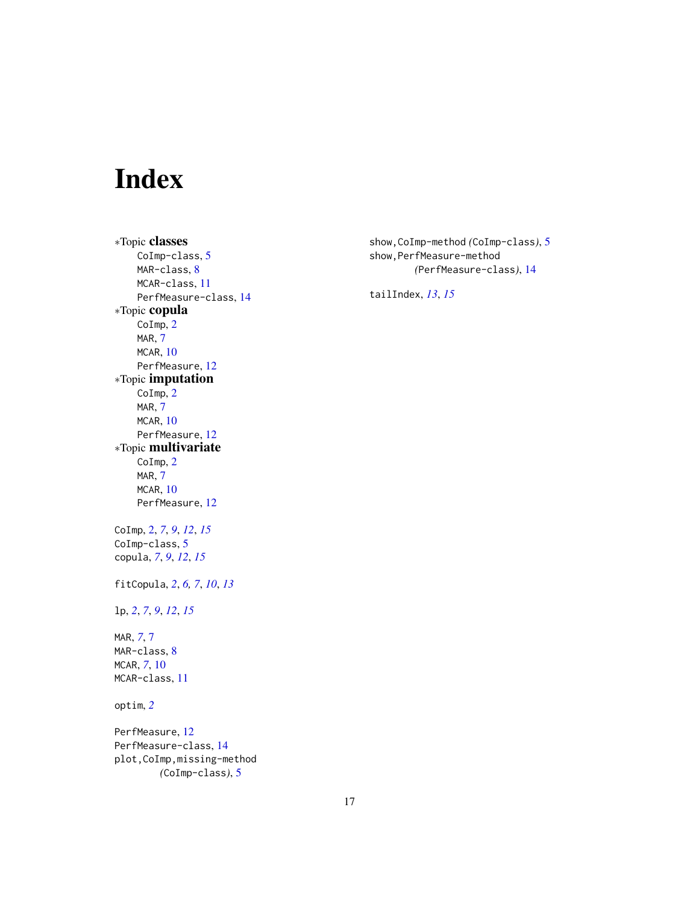# Index

*Topic **classes**
- CoImp-class, 5
- MAR-class, 8
- MCAR-class, 11
- PerfMeasure-class, 14

*Topic **copula**
- CoImp, 2
- MAR, 7
- MCAR, 10
- PerfMeasure, 12

*Topic **imputation**
- CoImp, 2
- MAR, 7
- MCAR, 10
- PerfMeasure, 12

*Topic **multivariate**
- CoImp, 2
- MAR, 7
- MCAR, 10
- PerfMeasure, 12

CoImp, 2, *7*, *9*, *12*, *15*
CoImp-class, 5
copula, *7*, *9*, *12*, *15*

fitCopula, *2*, *6*, *7*, *10*, *13*

lp, *2*, *7*, *9*, *12*, *15*

MAR, *7*, 7
MAR-class, 8
MCAR, *7*, 10
MCAR-class, 11

optim, *2*

PerfMeasure, 12
PerfMeasure-class, 14
plot,CoImp,missing-method
    *(*CoImp-class*)*, 5

show,CoImp-method *(*CoImp-class*)*, 5
show,PerfMeasure-method
    *(*PerfMeasure-class*)*, 14

tailIndex, *13*, *15*